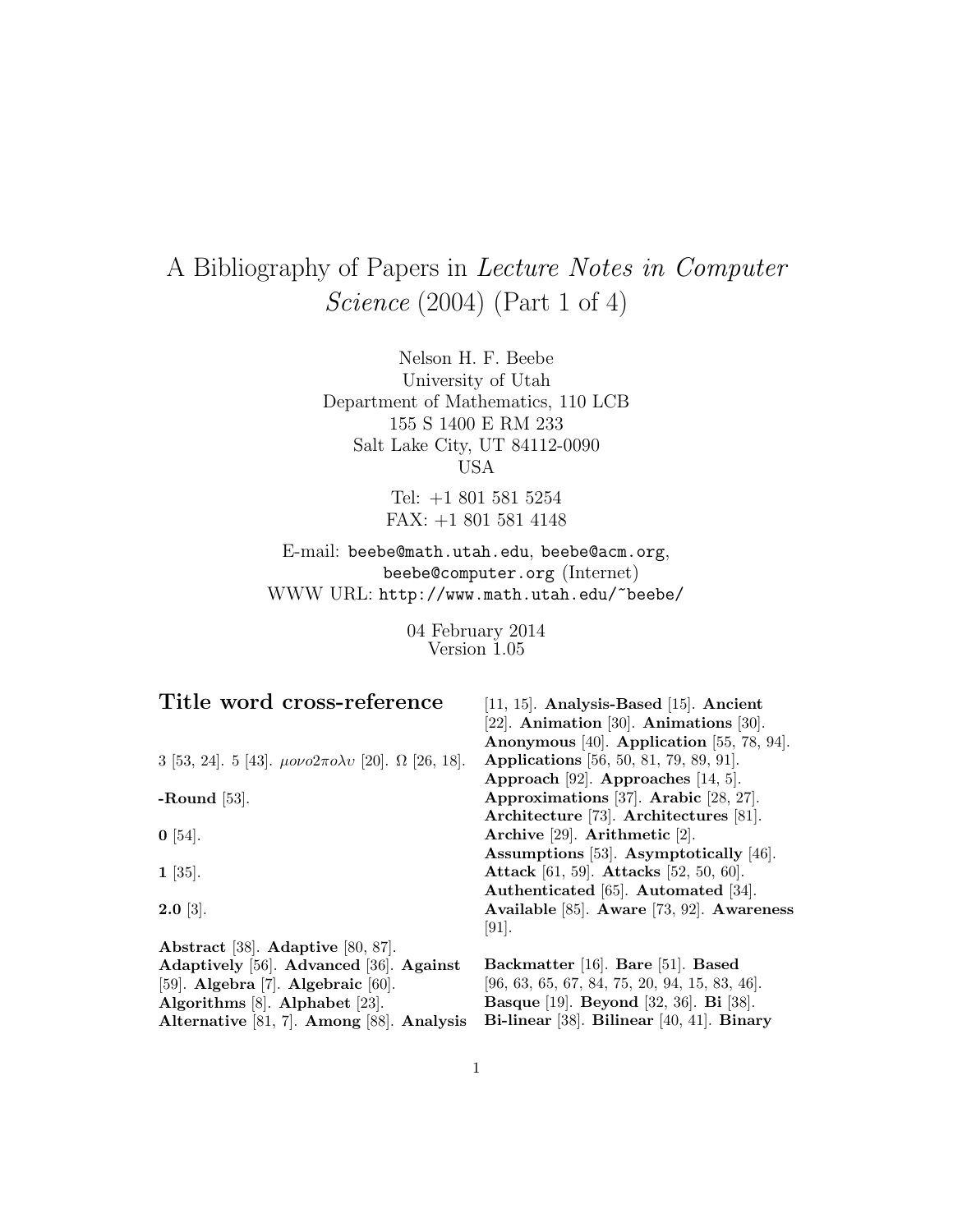# A Bibliography of Papers in *Lecture Notes in Computer Science* (2004) (Part 1 of 4)

Nelson H. F. Beebe
University of Utah
Department of Mathematics, 110 LCB
155 S 1400 E RM 233
Salt Lake City, UT 84112-0090
USA

Tel: +1 801 581 5254
FAX: +1 801 581 4148

E-mail: `beebe@math.utah.edu`, `beebe@acm.org`, `beebe@computer.org` (Internet)
WWW URL: `http://www.math.utah.edu/~beebe/`

04 February 2014
Version 1.05

## Title word cross-reference

3 [53, 24]. 5 [43]. $\mu o \nu o 2 \pi o \lambda \upsilon$ [20]. $\Omega$ [26, 18].

**-Round** [53].

**0** [54].

**1** [35].

**2.0** [3].

**Abstract** [38]. **Adaptive** [80, 87]. **Adaptively** [56]. **Advanced** [36]. **Against** [59]. **Algebra** [7]. **Algebraic** [60]. **Algorithms** [8]. **Alphabet** [23]. **Alternative** [81, 7]. **Among** [88]. **Analysis** [11, 15]. **Analysis-Based** [15]. **Ancient** [22]. **Animation** [30]. **Animations** [30]. **Anonymous** [40]. **Application** [55, 78, 94]. **Applications** [56, 50, 81, 79, 89, 91]. **Approach** [92]. **Approaches** [14, 5]. **Approximations** [37]. **Arabic** [28, 27]. **Architecture** [73]. **Architectures** [81]. **Archive** [29]. **Arithmetic** [2]. **Assumptions** [53]. **Asymptotically** [46]. **Attack** [61, 59]. **Attacks** [52, 50, 60]. **Authenticated** [65]. **Automated** [34]. **Available** [85]. **Aware** [73, 92]. **Awareness** [91].

**Backmatter** [16]. **Bare** [51]. **Based** [96, 63, 65, 67, 84, 75, 20, 94, 15, 83, 46]. **Basque** [19]. **Beyond** [32, 36]. **Bi** [38]. **Bi-linear** [38]. **Bilinear** [40, 41]. **Binary**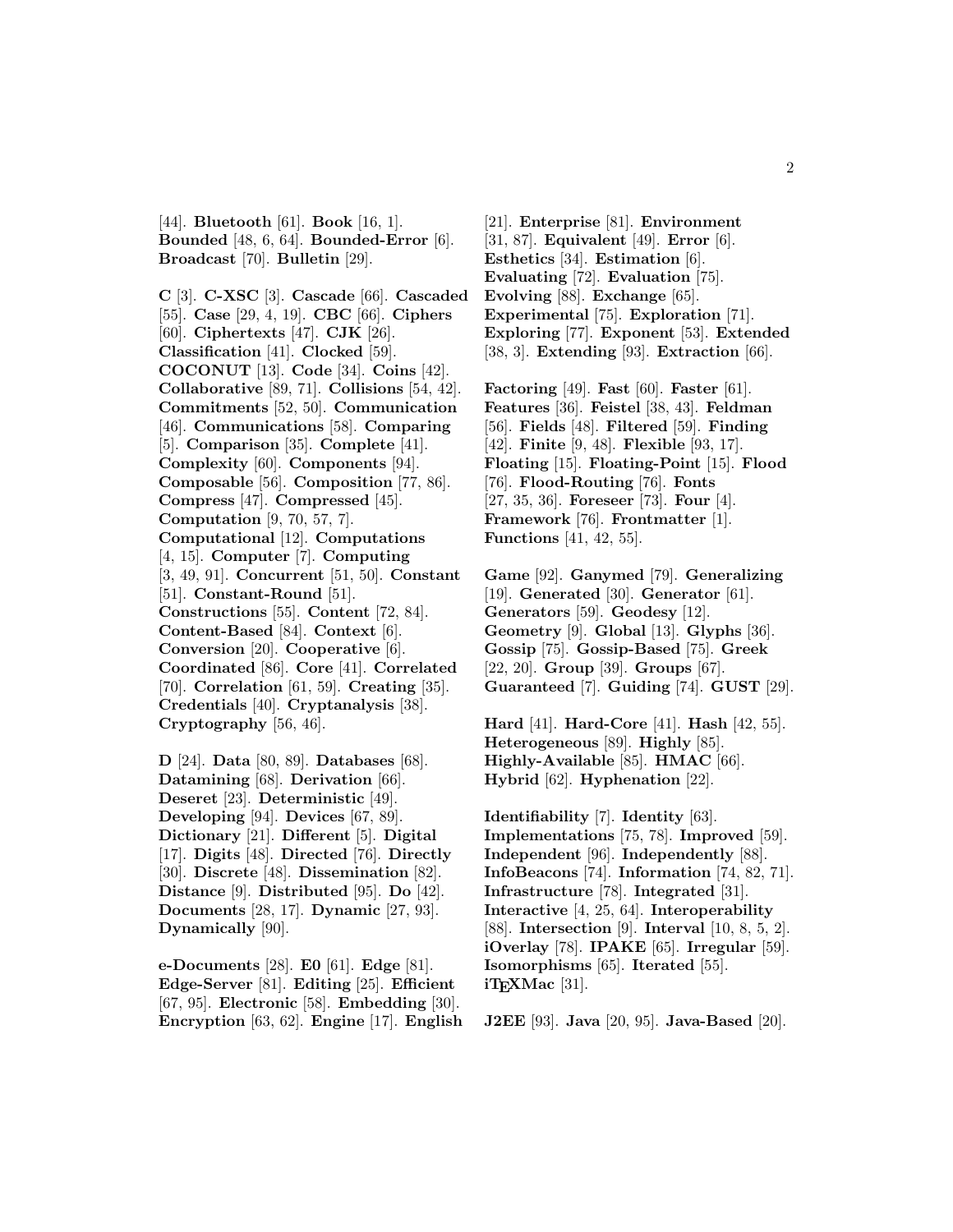[44]. **Bluetooth** [61]. **Book** [16, 1]. **Bounded** [48, 6, 64]. **Bounded-Error** [6]. **Broadcast** [70]. **Bulletin** [29].

**C** [3]. **C-XSC** [3]. **Cascade** [66]. **Cascaded** [55]. **Case** [29, 4, 19]. **CBC** [66]. **Ciphers** [60]. **Ciphertexts** [47]. **CJK** [26]. **Classification** [41]. **Clocked** [59]. **COCONUT** [13]. **Code** [34]. **Coins** [42]. **Collaborative** [89, 71]. **Collisions** [54, 42]. **Commitments** [52, 50]. **Communication** [46]. **Communications** [58]. **Comparing** [5]. **Comparison** [35]. **Complete** [41]. **Complexity** [60]. **Components** [94]. **Composable** [56]. **Composition** [77, 86]. **Compress** [47]. **Compressed** [45]. **Computation** [9, 70, 57, 7]. **Computational** [12]. **Computations** [4, 15]. **Computer** [7]. **Computing** [3, 49, 91]. **Concurrent** [51, 50]. **Constant** [51]. **Constant-Round** [51]. **Constructions** [55]. **Content** [72, 84]. **Content-Based** [84]. **Context** [6]. **Conversion** [20]. **Cooperative** [6]. **Coordinated** [86]. **Core** [41]. **Correlated** [70]. **Correlation** [61, 59]. **Creating** [35]. **Credentials** [40]. **Cryptanalysis** [38]. **Cryptography** [56, 46].

**D** [24]. **Data** [80, 89]. **Databases** [68]. **Datamining** [68]. **Derivation** [66]. **Deseret** [23]. **Deterministic** [49]. **Developing** [94]. **Devices** [67, 89]. **Dictionary** [21]. **Different** [5]. **Digital** [17]. **Digits** [48]. **Directed** [76]. **Directly** [30]. **Discrete** [48]. **Dissemination** [82]. **Distance** [9]. **Distributed** [95]. **Do** [42]. **Documents** [28, 17]. **Dynamic** [27, 93]. **Dynamically** [90].

**e-Documents** [28]. **E0** [61]. **Edge** [81]. **Edge-Server** [81]. **Editing** [25]. **Efficient** [67, 95]. **Electronic** [58]. **Embedding** [30]. **Encryption** [63, 62]. **Engine** [17]. **English** [21]. **Enterprise** [81]. **Environment** [31, 87]. **Equivalent** [49]. **Error** [6]. **Esthetics** [34]. **Estimation** [6]. **Evaluating** [72]. **Evaluation** [75]. **Evolving** [88]. **Exchange** [65]. **Experimental** [75]. **Exploration** [71]. **Exploring** [77]. **Exponent** [53]. **Extended** [38, 3]. **Extending** [93]. **Extraction** [66].

**Factoring** [49]. **Fast** [60]. **Faster** [61]. **Features** [36]. **Feistel** [38, 43]. **Feldman** [56]. **Fields** [48]. **Filtered** [59]. **Finding** [42]. **Finite** [9, 48]. **Flexible** [93, 17]. **Floating** [15]. **Floating-Point** [15]. **Flood** [76]. **Flood-Routing** [76]. **Fonts** [27, 35, 36]. **Foreseer** [73]. **Four** [4]. **Framework** [76]. **Frontmatter** [1]. **Functions** [41, 42, 55].

**Game** [92]. **Ganymed** [79]. **Generalizing** [19]. **Generated** [30]. **Generator** [61]. **Generators** [59]. **Geodesy** [12]. **Geometry** [9]. **Global** [13]. **Glyphs** [36]. **Gossip** [75]. **Gossip-Based** [75]. **Greek** [22, 20]. **Group** [39]. **Groups** [67]. **Guaranteed** [7]. **Guiding** [74]. **GUST** [29].

**Hard** [41]. **Hard-Core** [41]. **Hash** [42, 55]. **Heterogeneous** [89]. **Highly** [85]. **Highly-Available** [85]. **HMAC** [66]. **Hybrid** [62]. **Hyphenation** [22].

**Identifiability** [7]. **Identity** [63]. **Implementations** [75, 78]. **Improved** [59]. **Independent** [96]. **Independently** [88]. **InfoBeacons** [74]. **Information** [74, 82, 71]. **Infrastructure** [78]. **Integrated** [31]. **Interactive** [4, 25, 64]. **Interoperability** [88]. **Intersection** [9]. **Interval** [10, 8, 5, 2]. **iOverlay** [78]. **IPAKE** [65]. **Irregular** [59]. **Isomorphisms** [65]. **Iterated** [55]. **iTEXMac** [31].

**J2EE** [93]. **Java** [20, 95]. **Java-Based** [20].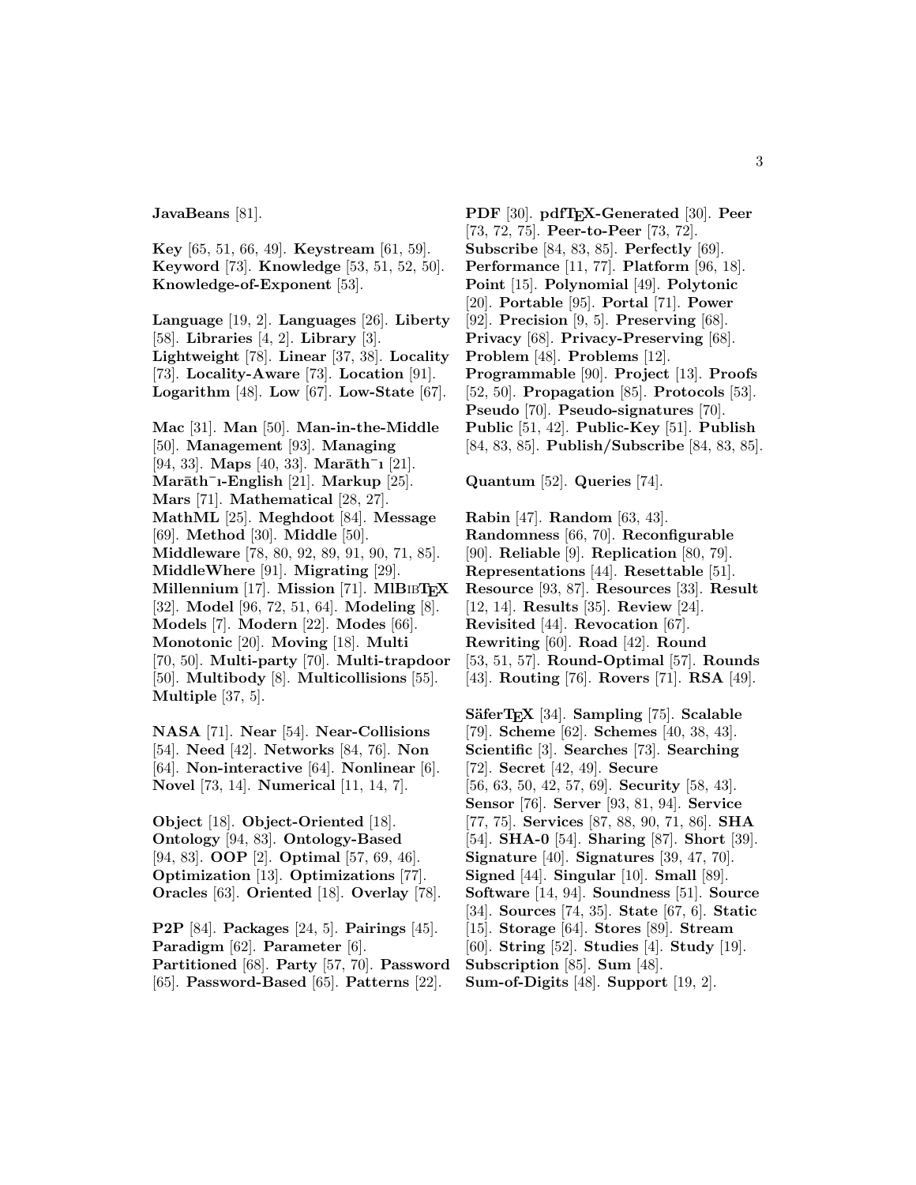**JavaBeans** [81].

**Key** [65, 51, 66, 49]. **Keystream** [61, 59]. **Keyword** [73]. **Knowledge** [53, 51, 52, 50]. **Knowledge-of-Exponent** [53].

**Language** [19, 2]. **Languages** [26]. **Liberty** [58]. **Libraries** [4, 2]. **Library** [3]. **Lightweight** [78]. **Linear** [37, 38]. **Locality** [73]. **Locality-Aware** [73]. **Location** [91]. **Logarithm** [48]. **Low** [67]. **Low-State** [67].

**Mac** [31]. **Man** [50]. **Man-in-the-Middle** [50]. **Management** [93]. **Managing** [94, 33]. **Maps** [40, 33]. **Marāth¯ı** [21]. **Marāth¯ı-English** [21]. **Markup** [25]. **Mars** [71]. **Mathematical** [28, 27]. **MathML** [25]. **Meghdoot** [84]. **Message** [69]. **Method** [30]. **Middle** [50]. **Middleware** [78, 80, 92, 89, 91, 90, 71, 85]. **MiddleWhere** [91]. **Migrating** [29]. **Millennium** [17]. **Mission** [71]. **MlBIBTEX** [32]. **Model** [96, 72, 51, 64]. **Modeling** [8]. **Models** [7]. **Modern** [22]. **Modes** [66]. **Monotonic** [20]. **Moving** [18]. **Multi** [70, 50]. **Multi-party** [70]. **Multi-trapdoor** [50]. **Multibody** [8]. **Multicollisions** [55]. **Multiple** [37, 5].

**NASA** [71]. **Near** [54]. **Near-Collisions** [54]. **Need** [42]. **Networks** [84, 76]. **Non** [64]. **Non-interactive** [64]. **Nonlinear** [6]. **Novel** [73, 14]. **Numerical** [11, 14, 7].

**Object** [18]. **Object-Oriented** [18]. **Ontology** [94, 83]. **Ontology-Based** [94, 83]. **OOP** [2]. **Optimal** [57, 69, 46]. **Optimization** [13]. **Optimizations** [77]. **Oracles** [63]. **Oriented** [18]. **Overlay** [78].

**P2P** [84]. **Packages** [24, 5]. **Pairings** [45]. **Paradigm** [62]. **Parameter** [6]. **Partitioned** [68]. **Party** [57, 70]. **Password** [65]. **Password-Based** [65]. **Patterns** [22]. **PDF** [30]. **pdfTEX-Generated** [30]. **Peer** [73, 72, 75]. **Peer-to-Peer** [73, 72]. **Subscribe** [84, 83, 85]. **Perfectly** [69]. **Performance** [11, 77]. **Platform** [96, 18]. **Point** [15]. **Polynomial** [49]. **Polytonic** [20]. **Portable** [95]. **Portal** [71]. **Power** [92]. **Precision** [9, 5]. **Preserving** [68]. **Privacy** [68]. **Privacy-Preserving** [68]. **Problem** [48]. **Problems** [12]. **Programmable** [90]. **Project** [13]. **Proofs** [52, 50]. **Propagation** [85]. **Protocols** [53]. **Pseudo** [70]. **Pseudo-signatures** [70]. **Public** [51, 42]. **Public-Key** [51]. **Publish** [84, 83, 85]. **Publish/Subscribe** [84, 83, 85].

**Quantum** [52]. **Queries** [74].

**Rabin** [47]. **Random** [63, 43]. **Randomness** [66, 70]. **Reconfigurable** [90]. **Reliable** [9]. **Replication** [80, 79]. **Representations** [44]. **Resettable** [51]. **Resource** [93, 87]. **Resources** [33]. **Result** [12, 14]. **Results** [35]. **Review** [24]. **Revisited** [44]. **Revocation** [67]. **Rewriting** [60]. **Road** [42]. **Round** [53, 51, 57]. **Round-Optimal** [57]. **Rounds** [43]. **Routing** [76]. **Rovers** [71]. **RSA** [49].

**SäferTEX** [34]. **Sampling** [75]. **Scalable** [79]. **Scheme** [62]. **Schemes** [40, 38, 43]. **Scientific** [3]. **Searches** [73]. **Searching** [72]. **Secret** [42, 49]. **Secure** [56, 63, 50, 42, 57, 69]. **Security** [58, 43]. **Sensor** [76]. **Server** [93, 81, 94]. **Service** [77, 75]. **Services** [87, 88, 90, 71, 86]. **SHA** [54]. **SHA-0** [54]. **Sharing** [87]. **Short** [39]. **Signature** [40]. **Signatures** [39, 47, 70]. **Signed** [44]. **Singular** [10]. **Small** [89]. **Software** [14, 94]. **Soundness** [51]. **Source** [34]. **Sources** [74, 35]. **State** [67, 6]. **Static** [15]. **Storage** [64]. **Stores** [89]. **Stream** [60]. **String** [52]. **Studies** [4]. **Study** [19]. **Subscription** [85]. **Sum** [48]. **Sum-of-Digits** [48]. **Support** [19, 2].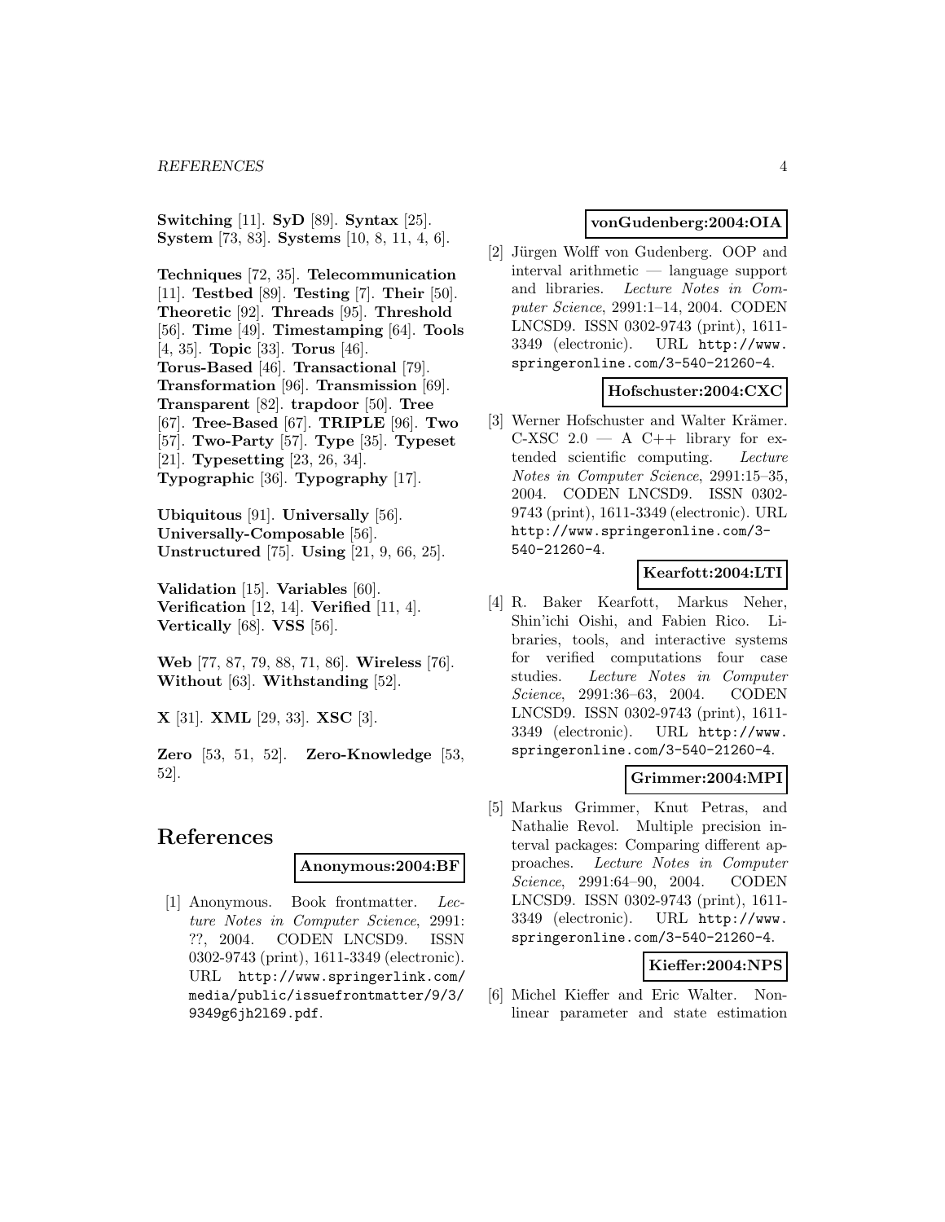**Switching** [11]. **SyD** [89]. **Syntax** [25]. **System** [73, 83]. **Systems** [10, 8, 11, 4, 6].

**Techniques** [72, 35]. **Telecommunication** [11]. **Testbed** [89]. **Testing** [7]. **Their** [50]. **Theoretic** [92]. **Threads** [95]. **Threshold** [56]. **Time** [49]. **Timestamping** [64]. **Tools** [4, 35]. **Topic** [33]. **Torus** [46]. **Torus-Based** [46]. **Transactional** [79]. **Transformation** [96]. **Transmission** [69]. **Transparent** [82]. **trapdoor** [50]. **Tree** [67]. **Tree-Based** [67]. **TRIPLE** [96]. **Two** [57]. **Two-Party** [57]. **Type** [35]. **Typeset** [21]. **Typesetting** [23, 26, 34]. **Typographic** [36]. **Typography** [17].

**Ubiquitous** [91]. **Universally** [56]. **Universally-Composable** [56]. **Unstructured** [75]. **Using** [21, 9, 66, 25].

**Validation** [15]. **Variables** [60]. **Verification** [12, 14]. **Verified** [11, 4]. **Vertically** [68]. **VSS** [56].

**Web** [77, 87, 79, 88, 71, 86]. **Wireless** [76]. **Without** [63]. **Withstanding** [52].

**X** [31]. **XML** [29, 33]. **XSC** [3].

**Zero** [53, 51, 52]. **Zero-Knowledge** [53, 52].

# References

**Anonymous:2004:BF**

[1] Anonymous. Book frontmatter. *Lecture Notes in Computer Science*, 2991: ??, 2004. CODEN LNCSD9. ISSN 0302-9743 (print), 1611-3349 (electronic). URL http://www.springerlink.com/media/public/issuefrontmatter/9/3/9349g6jh2l69.pdf.

**vonGudenberg:2004:OIA**

[2] Jürgen Wolff von Gudenberg. OOP and interval arithmetic — language support and libraries. *Lecture Notes in Computer Science*, 2991:1–14, 2004. CODEN LNCSD9. ISSN 0302-9743 (print), 1611-3349 (electronic). URL http://www.springeronline.com/3-540-21260-4.

**Hofschuster:2004:CXC**

[3] Werner Hofschuster and Walter Krämer. C-XSC 2.0 — A C++ library for extended scientific computing. *Lecture Notes in Computer Science*, 2991:15–35, 2004. CODEN LNCSD9. ISSN 0302-9743 (print), 1611-3349 (electronic). URL http://www.springeronline.com/3-540-21260-4.

**Kearfott:2004:LTI**

[4] R. Baker Kearfott, Markus Neher, Shin'ichi Oishi, and Fabien Rico. Libraries, tools, and interactive systems for verified computations four case studies. *Lecture Notes in Computer Science*, 2991:36–63, 2004. CODEN LNCSD9. ISSN 0302-9743 (print), 1611-3349 (electronic). URL http://www.springeronline.com/3-540-21260-4.

**Grimmer:2004:MPI**

[5] Markus Grimmer, Knut Petras, and Nathalie Revol. Multiple precision interval packages: Comparing different approaches. *Lecture Notes in Computer Science*, 2991:64–90, 2004. CODEN LNCSD9. ISSN 0302-9743 (print), 1611-3349 (electronic). URL http://www.springeronline.com/3-540-21260-4.

**Kieffer:2004:NPS**

[6] Michel Kieffer and Eric Walter. Nonlinear parameter and state estimation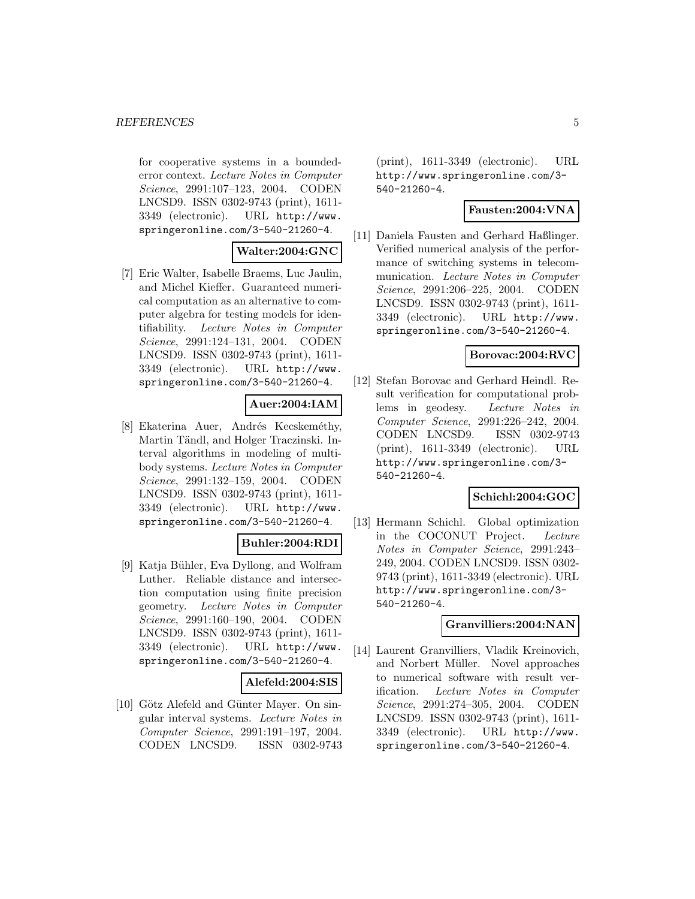for cooperative systems in a bounded-error context. *Lecture Notes in Computer Science*, 2991:107–123, 2004. CODEN LNCSD9. ISSN 0302-9743 (print), 1611-3349 (electronic). URL http://www.springeronline.com/3-540-21260-4.

**Walter:2004:GNC**

[7] Eric Walter, Isabelle Braems, Luc Jaulin, and Michel Kieffer. Guaranteed numerical computation as an alternative to computer algebra for testing models for identifiability. *Lecture Notes in Computer Science*, 2991:124–131, 2004. CODEN LNCSD9. ISSN 0302-9743 (print), 1611-3349 (electronic). URL http://www.springeronline.com/3-540-21260-4.

**Auer:2004:IAM**

[8] Ekaterina Auer, Andrés Kecskeméthy, Martin Tändl, and Holger Traczinski. Interval algorithms in modeling of multibody systems. *Lecture Notes in Computer Science*, 2991:132–159, 2004. CODEN LNCSD9. ISSN 0302-9743 (print), 1611-3349 (electronic). URL http://www.springeronline.com/3-540-21260-4.

**Buhler:2004:RDI**

[9] Katja Bühler, Eva Dyllong, and Wolfram Luther. Reliable distance and intersection computation using finite precision geometry. *Lecture Notes in Computer Science*, 2991:160–190, 2004. CODEN LNCSD9. ISSN 0302-9743 (print), 1611-3349 (electronic). URL http://www.springeronline.com/3-540-21260-4.

**Alefeld:2004:SIS**

[10] Götz Alefeld and Günter Mayer. On singular interval systems. *Lecture Notes in Computer Science*, 2991:191–197, 2004. CODEN LNCSD9. ISSN 0302-9743 (print), 1611-3349 (electronic). URL http://www.springeronline.com/3-540-21260-4.

**Fausten:2004:VNA**

[11] Daniela Fausten and Gerhard Haßlinger. Verified numerical analysis of the performance of switching systems in telecommunication. *Lecture Notes in Computer Science*, 2991:206–225, 2004. CODEN LNCSD9. ISSN 0302-9743 (print), 1611-3349 (electronic). URL http://www.springeronline.com/3-540-21260-4.

**Borovac:2004:RVC**

[12] Stefan Borovac and Gerhard Heindl. Result verification for computational problems in geodesy. *Lecture Notes in Computer Science*, 2991:226–242, 2004. CODEN LNCSD9. ISSN 0302-9743 (print), 1611-3349 (electronic). URL http://www.springeronline.com/3-540-21260-4.

**Schichl:2004:GOC**

[13] Hermann Schichl. Global optimization in the COCONUT Project. *Lecture Notes in Computer Science*, 2991:243–249, 2004. CODEN LNCSD9. ISSN 0302-9743 (print), 1611-3349 (electronic). URL http://www.springeronline.com/3-540-21260-4.

**Granvilliers:2004:NAN**

[14] Laurent Granvilliers, Vladik Kreinovich, and Norbert Müller. Novel approaches to numerical software with result verification. *Lecture Notes in Computer Science*, 2991:274–305, 2004. CODEN LNCSD9. ISSN 0302-9743 (print), 1611-3349 (electronic). URL http://www.springeronline.com/3-540-21260-4.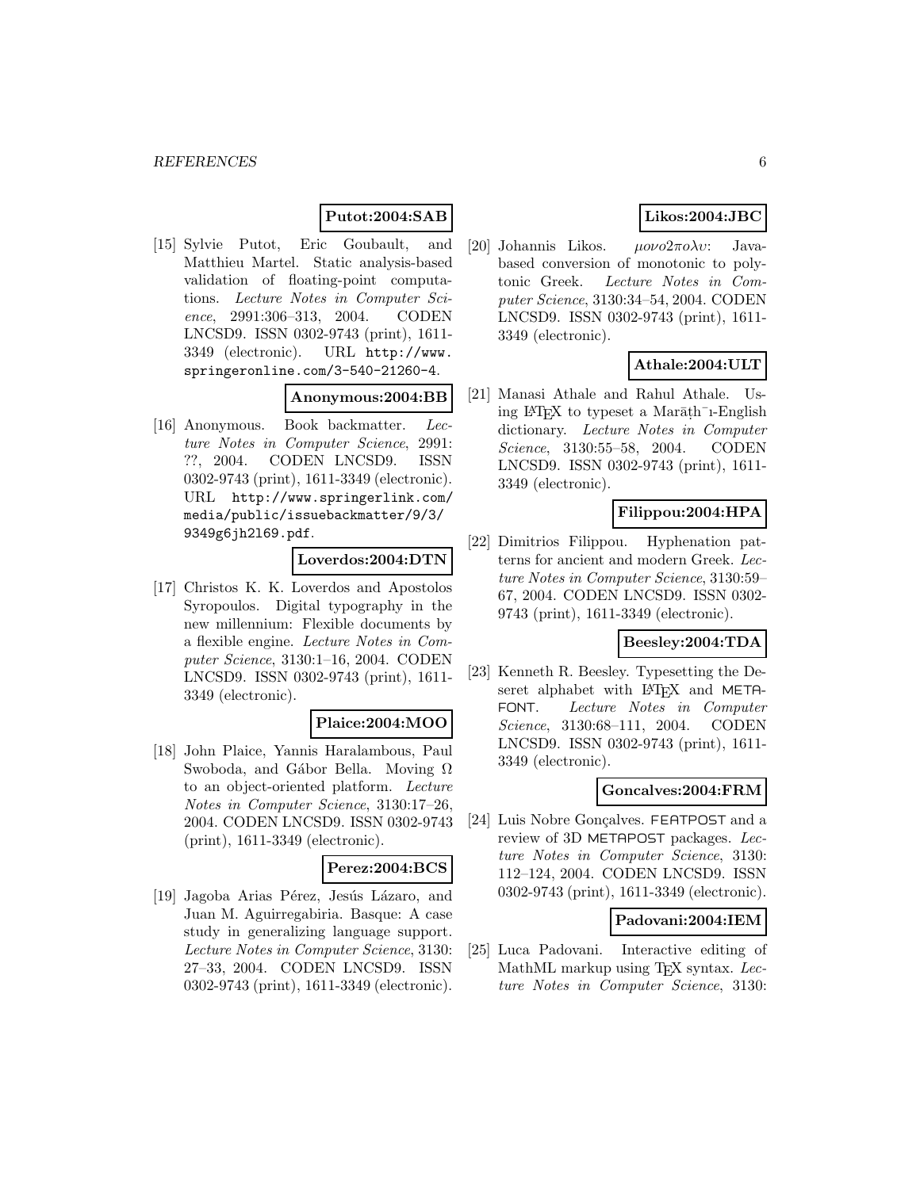**Putot:2004:SAB**

[15] Sylvie Putot, Eric Goubault, and Matthieu Martel. Static analysis-based validation of floating-point computations. *Lecture Notes in Computer Science*, 2991:306–313, 2004. CODEN LNCSD9. ISSN 0302-9743 (print), 1611-3349 (electronic). URL `http://www.springeronline.com/3-540-21260-4`.

**Anonymous:2004:BB**

[16] Anonymous. Book backmatter. *Lecture Notes in Computer Science*, 2991: ??, 2004. CODEN LNCSD9. ISSN 0302-9743 (print), 1611-3349 (electronic). URL `http://www.springerlink.com/media/public/issuebackmatter/9/3/9349g6jh2l69.pdf`.

**Loverdos:2004:DTN**

[17] Christos K. K. Loverdos and Apostolos Syropoulos. Digital typography in the new millennium: Flexible documents by a flexible engine. *Lecture Notes in Computer Science*, 3130:1–16, 2004. CODEN LNCSD9. ISSN 0302-9743 (print), 1611-3349 (electronic).

**Plaice:2004:MOO**

[18] John Plaice, Yannis Haralambous, Paul Swoboda, and Gábor Bella. Moving Ω to an object-oriented platform. *Lecture Notes in Computer Science*, 3130:17–26, 2004. CODEN LNCSD9. ISSN 0302-9743 (print), 1611-3349 (electronic).

**Perez:2004:BCS**

[19] Jagoba Arias Pérez, Jesús Lázaro, and Juan M. Aguirregabiria. Basque: A case study in generalizing language support. *Lecture Notes in Computer Science*, 3130: 27–33, 2004. CODEN LNCSD9. ISSN 0302-9743 (print), 1611-3349 (electronic).

**Likos:2004:JBC**

[20] Johannis Likos. *μονο2πολυ*: Java-based conversion of monotonic to polytonic Greek. *Lecture Notes in Computer Science*, 3130:34–54, 2004. CODEN LNCSD9. ISSN 0302-9743 (print), 1611-3349 (electronic).

**Athale:2004:ULT**

[21] Manasi Athale and Rahul Athale. Using LaTeX to typeset a Marāṭh¯ı-English dictionary. *Lecture Notes in Computer Science*, 3130:55–58, 2004. CODEN LNCSD9. ISSN 0302-9743 (print), 1611-3349 (electronic).

**Filippou:2004:HPA**

[22] Dimitrios Filippou. Hyphenation patterns for ancient and modern Greek. *Lecture Notes in Computer Science*, 3130:59–67, 2004. CODEN LNCSD9. ISSN 0302-9743 (print), 1611-3349 (electronic).

**Beesley:2004:TDA**

[23] Kenneth R. Beesley. Typesetting the Deseret alphabet with LaTeX and METAFONT. *Lecture Notes in Computer Science*, 3130:68–111, 2004. CODEN LNCSD9. ISSN 0302-9743 (print), 1611-3349 (electronic).

**Goncalves:2004:FRM**

[24] Luis Nobre Gonçalves. FEATPOST and a review of 3D METAPOST packages. *Lecture Notes in Computer Science*, 3130: 112–124, 2004. CODEN LNCSD9. ISSN 0302-9743 (print), 1611-3349 (electronic).

**Padovani:2004:IEM**

[25] Luca Padovani. Interactive editing of MathML markup using TeX syntax. *Lecture Notes in Computer Science*, 3130: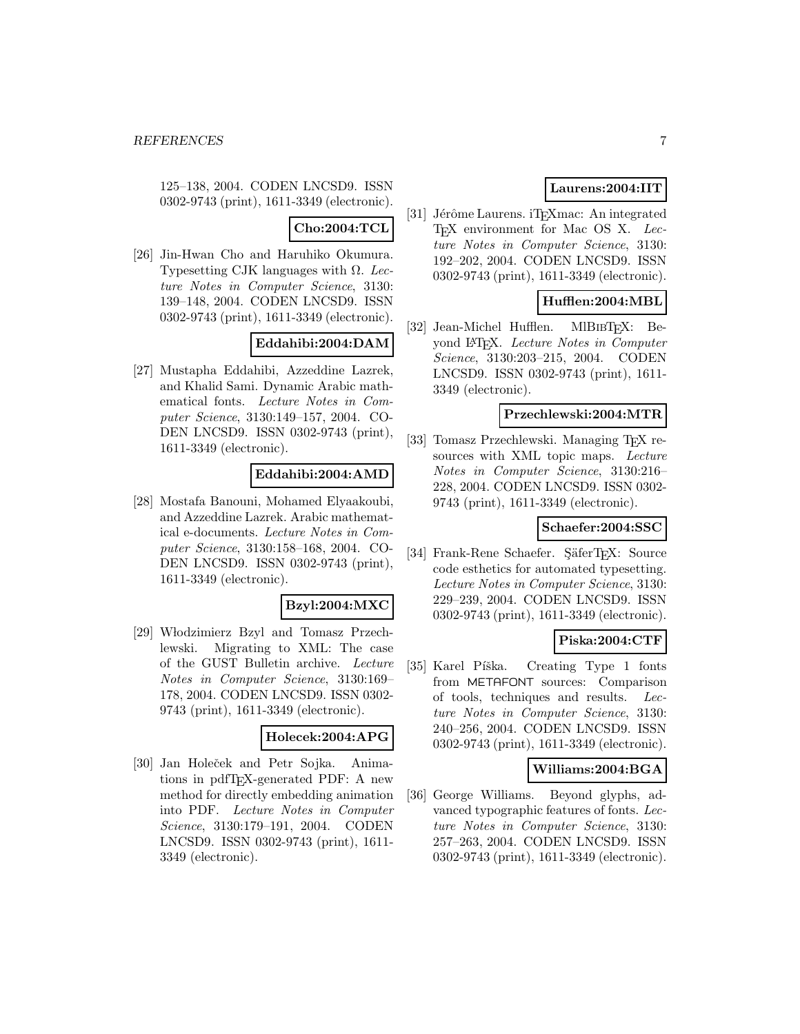125–138, 2004. CODEN LNCSD9. ISSN 0302-9743 (print), 1611-3349 (electronic).

**Cho:2004:TCL**

[26] Jin-Hwan Cho and Haruhiko Okumura. Typesetting CJK languages with Ω. *Lecture Notes in Computer Science*, 3130: 139–148, 2004. CODEN LNCSD9. ISSN 0302-9743 (print), 1611-3349 (electronic).

**Eddahibi:2004:DAM**

[27] Mustapha Eddahibi, Azzeddine Lazrek, and Khalid Sami. Dynamic Arabic mathematical fonts. *Lecture Notes in Computer Science*, 3130:149–157, 2004. CODEN LNCSD9. ISSN 0302-9743 (print), 1611-3349 (electronic).

**Eddahibi:2004:AMD**

[28] Mostafa Banouni, Mohamed Elyaakoubi, and Azzeddine Lazrek. Arabic mathematical e-documents. *Lecture Notes in Computer Science*, 3130:158–168, 2004. CODEN LNCSD9. ISSN 0302-9743 (print), 1611-3349 (electronic).

**Bzyl:2004:MXC**

[29] Włodzimierz Bzyl and Tomasz Przechlewski. Migrating to XML: The case of the GUST Bulletin archive. *Lecture Notes in Computer Science*, 3130:169–178, 2004. CODEN LNCSD9. ISSN 0302-9743 (print), 1611-3349 (electronic).

**Holecek:2004:APG**

[30] Jan Holeček and Petr Sojka. Animations in pdfTEX-generated PDF: A new method for directly embedding animation into PDF. *Lecture Notes in Computer Science*, 3130:179–191, 2004. CODEN LNCSD9. ISSN 0302-9743 (print), 1611-3349 (electronic).

**Laurens:2004:IIT**

[31] Jérôme Laurens. iTEXmac: An integrated TEX environment for Mac OS X. *Lecture Notes in Computer Science*, 3130: 192–202, 2004. CODEN LNCSD9. ISSN 0302-9743 (print), 1611-3349 (electronic).

**Hufflen:2004:MBL**

[32] Jean-Michel Hufflen. MlBIBTEX: Beyond LATEX. *Lecture Notes in Computer Science*, 3130:203–215, 2004. CODEN LNCSD9. ISSN 0302-9743 (print), 1611-3349 (electronic).

**Przechlewski:2004:MTR**

[33] Tomasz Przechlewski. Managing TEX resources with XML topic maps. *Lecture Notes in Computer Science*, 3130:216–228, 2004. CODEN LNCSD9. ISSN 0302-9743 (print), 1611-3349 (electronic).

**Schaefer:2004:SSC**

[34] Frank-Rene Schaefer. ŞäferTEX: Source code esthetics for automated typesetting. *Lecture Notes in Computer Science*, 3130: 229–239, 2004. CODEN LNCSD9. ISSN 0302-9743 (print), 1611-3349 (electronic).

**Piska:2004:CTF**

[35] Karel Píška. Creating Type 1 fonts from METAFONT sources: Comparison of tools, techniques and results. *Lecture Notes in Computer Science*, 3130: 240–256, 2004. CODEN LNCSD9. ISSN 0302-9743 (print), 1611-3349 (electronic).

**Williams:2004:BGA**

[36] George Williams. Beyond glyphs, advanced typographic features of fonts. *Lecture Notes in Computer Science*, 3130: 257–263, 2004. CODEN LNCSD9. ISSN 0302-9743 (print), 1611-3349 (electronic).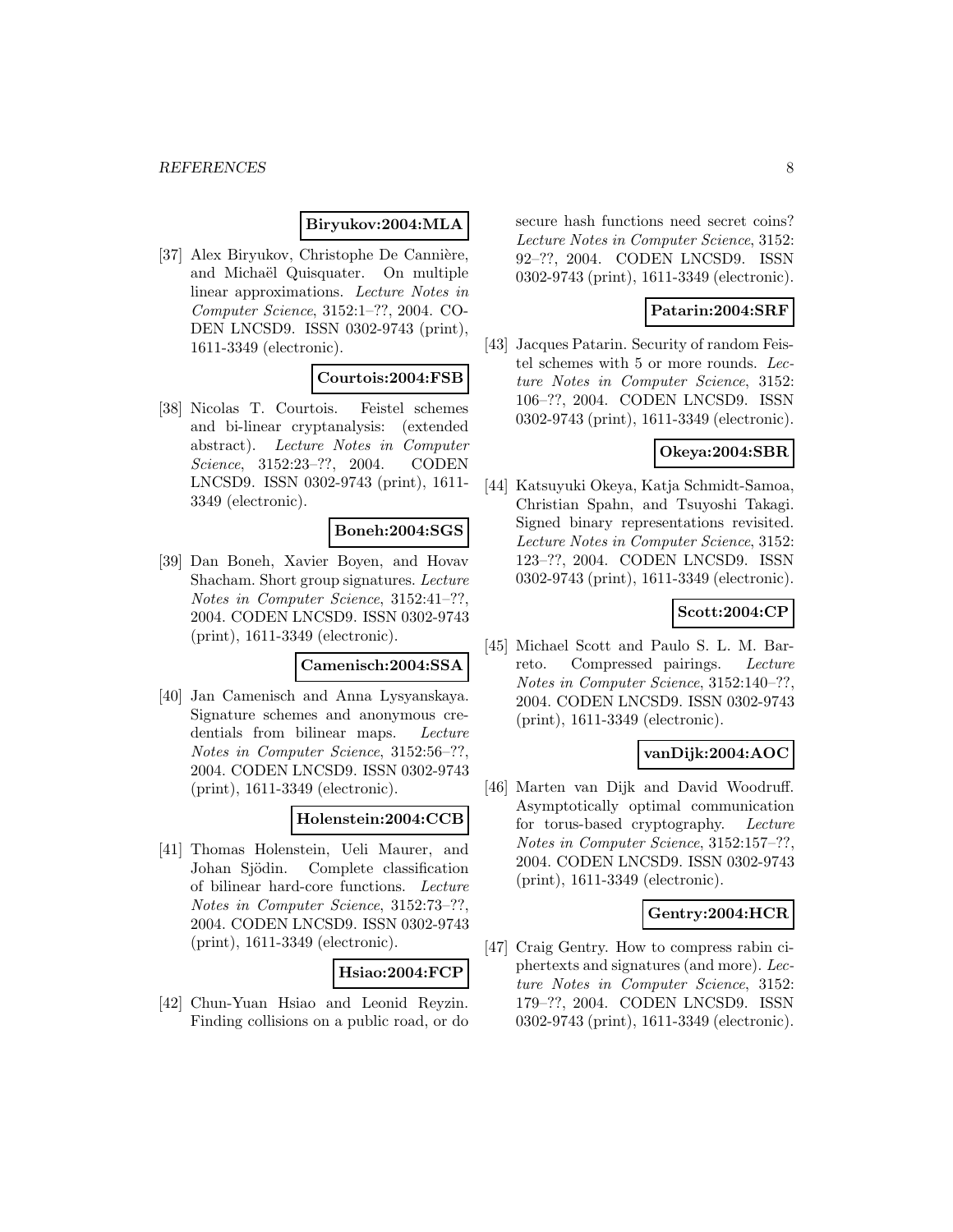**Biryukov:2004:MLA**

[37] Alex Biryukov, Christophe De Cannière, and Michaël Quisquater. On multiple linear approximations. *Lecture Notes in Computer Science*, 3152:1–??, 2004. CODEN LNCSD9. ISSN 0302-9743 (print), 1611-3349 (electronic).

**Courtois:2004:FSB**

[38] Nicolas T. Courtois. Feistel schemes and bi-linear cryptanalysis: (extended abstract). *Lecture Notes in Computer Science*, 3152:23–??, 2004. CODEN LNCSD9. ISSN 0302-9743 (print), 1611-3349 (electronic).

**Boneh:2004:SGS**

[39] Dan Boneh, Xavier Boyen, and Hovav Shacham. Short group signatures. *Lecture Notes in Computer Science*, 3152:41–??, 2004. CODEN LNCSD9. ISSN 0302-9743 (print), 1611-3349 (electronic).

**Camenisch:2004:SSA**

[40] Jan Camenisch and Anna Lysyanskaya. Signature schemes and anonymous credentials from bilinear maps. *Lecture Notes in Computer Science*, 3152:56–??, 2004. CODEN LNCSD9. ISSN 0302-9743 (print), 1611-3349 (electronic).

**Holenstein:2004:CCB**

[41] Thomas Holenstein, Ueli Maurer, and Johan Sjödin. Complete classification of bilinear hard-core functions. *Lecture Notes in Computer Science*, 3152:73–??, 2004. CODEN LNCSD9. ISSN 0302-9743 (print), 1611-3349 (electronic).

**Hsiao:2004:FCP**

[42] Chun-Yuan Hsiao and Leonid Reyzin. Finding collisions on a public road, or do secure hash functions need secret coins? *Lecture Notes in Computer Science*, 3152: 92–??, 2004. CODEN LNCSD9. ISSN 0302-9743 (print), 1611-3349 (electronic).

**Patarin:2004:SRF**

[43] Jacques Patarin. Security of random Feistel schemes with 5 or more rounds. *Lecture Notes in Computer Science*, 3152: 106–??, 2004. CODEN LNCSD9. ISSN 0302-9743 (print), 1611-3349 (electronic).

**Okeya:2004:SBR**

[44] Katsuyuki Okeya, Katja Schmidt-Samoa, Christian Spahn, and Tsuyoshi Takagi. Signed binary representations revisited. *Lecture Notes in Computer Science*, 3152: 123–??, 2004. CODEN LNCSD9. ISSN 0302-9743 (print), 1611-3349 (electronic).

**Scott:2004:CP**

[45] Michael Scott and Paulo S. L. M. Barreto. Compressed pairings. *Lecture Notes in Computer Science*, 3152:140–??, 2004. CODEN LNCSD9. ISSN 0302-9743 (print), 1611-3349 (electronic).

**vanDijk:2004:AOC**

[46] Marten van Dijk and David Woodruff. Asymptotically optimal communication for torus-based cryptography. *Lecture Notes in Computer Science*, 3152:157–??, 2004. CODEN LNCSD9. ISSN 0302-9743 (print), 1611-3349 (electronic).

**Gentry:2004:HCR**

[47] Craig Gentry. How to compress rabin ciphertexts and signatures (and more). *Lecture Notes in Computer Science*, 3152: 179–??, 2004. CODEN LNCSD9. ISSN 0302-9743 (print), 1611-3349 (electronic).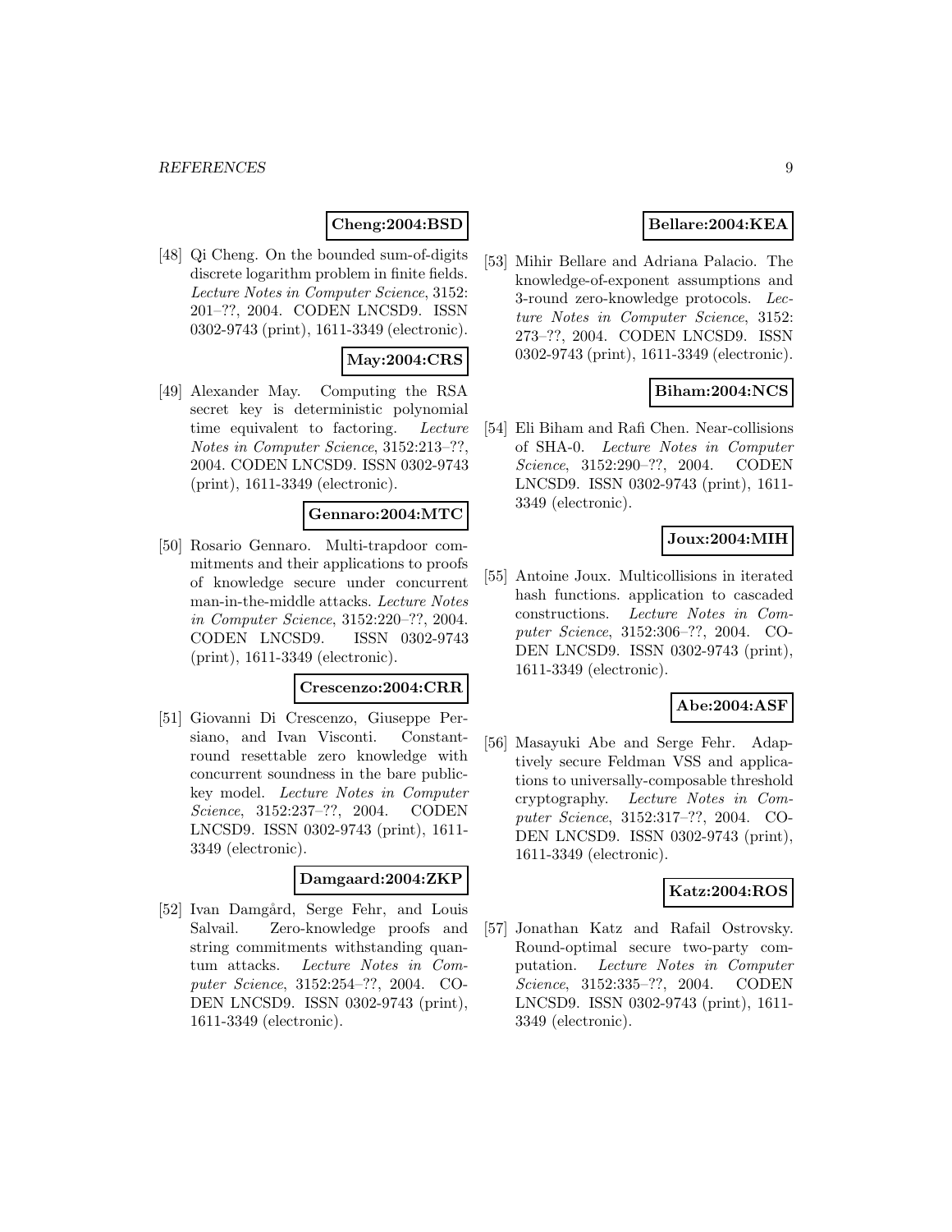**Cheng:2004:BSD**

[48] Qi Cheng. On the bounded sum-of-digits discrete logarithm problem in finite fields. *Lecture Notes in Computer Science*, 3152: 201–??, 2004. CODEN LNCSD9. ISSN 0302-9743 (print), 1611-3349 (electronic).

**May:2004:CRS**

[49] Alexander May. Computing the RSA secret key is deterministic polynomial time equivalent to factoring. *Lecture Notes in Computer Science*, 3152:213–??, 2004. CODEN LNCSD9. ISSN 0302-9743 (print), 1611-3349 (electronic).

**Gennaro:2004:MTC**

[50] Rosario Gennaro. Multi-trapdoor commitments and their applications to proofs of knowledge secure under concurrent man-in-the-middle attacks. *Lecture Notes in Computer Science*, 3152:220–??, 2004. CODEN LNCSD9. ISSN 0302-9743 (print), 1611-3349 (electronic).

**Crescenzo:2004:CRR**

[51] Giovanni Di Crescenzo, Giuseppe Persiano, and Ivan Visconti. Constant-round resettable zero knowledge with concurrent soundness in the bare public-key model. *Lecture Notes in Computer Science*, 3152:237–??, 2004. CODEN LNCSD9. ISSN 0302-9743 (print), 1611-3349 (electronic).

**Damgaard:2004:ZKP**

[52] Ivan Damgård, Serge Fehr, and Louis Salvail. Zero-knowledge proofs and string commitments withstanding quantum attacks. *Lecture Notes in Computer Science*, 3152:254–??, 2004. CODEN LNCSD9. ISSN 0302-9743 (print), 1611-3349 (electronic).

**Bellare:2004:KEA**

[53] Mihir Bellare and Adriana Palacio. The knowledge-of-exponent assumptions and 3-round zero-knowledge protocols. *Lecture Notes in Computer Science*, 3152: 273–??, 2004. CODEN LNCSD9. ISSN 0302-9743 (print), 1611-3349 (electronic).

**Biham:2004:NCS**

[54] Eli Biham and Rafi Chen. Near-collisions of SHA-0. *Lecture Notes in Computer Science*, 3152:290–??, 2004. CODEN LNCSD9. ISSN 0302-9743 (print), 1611-3349 (electronic).

**Joux:2004:MIH**

[55] Antoine Joux. Multicollisions in iterated hash functions. application to cascaded constructions. *Lecture Notes in Computer Science*, 3152:306–??, 2004. CODEN LNCSD9. ISSN 0302-9743 (print), 1611-3349 (electronic).

**Abe:2004:ASF**

[56] Masayuki Abe and Serge Fehr. Adaptively secure Feldman VSS and applications to universally-composable threshold cryptography. *Lecture Notes in Computer Science*, 3152:317–??, 2004. CODEN LNCSD9. ISSN 0302-9743 (print), 1611-3349 (electronic).

**Katz:2004:ROS**

[57] Jonathan Katz and Rafail Ostrovsky. Round-optimal secure two-party computation. *Lecture Notes in Computer Science*, 3152:335–??, 2004. CODEN LNCSD9. ISSN 0302-9743 (print), 1611-3349 (electronic).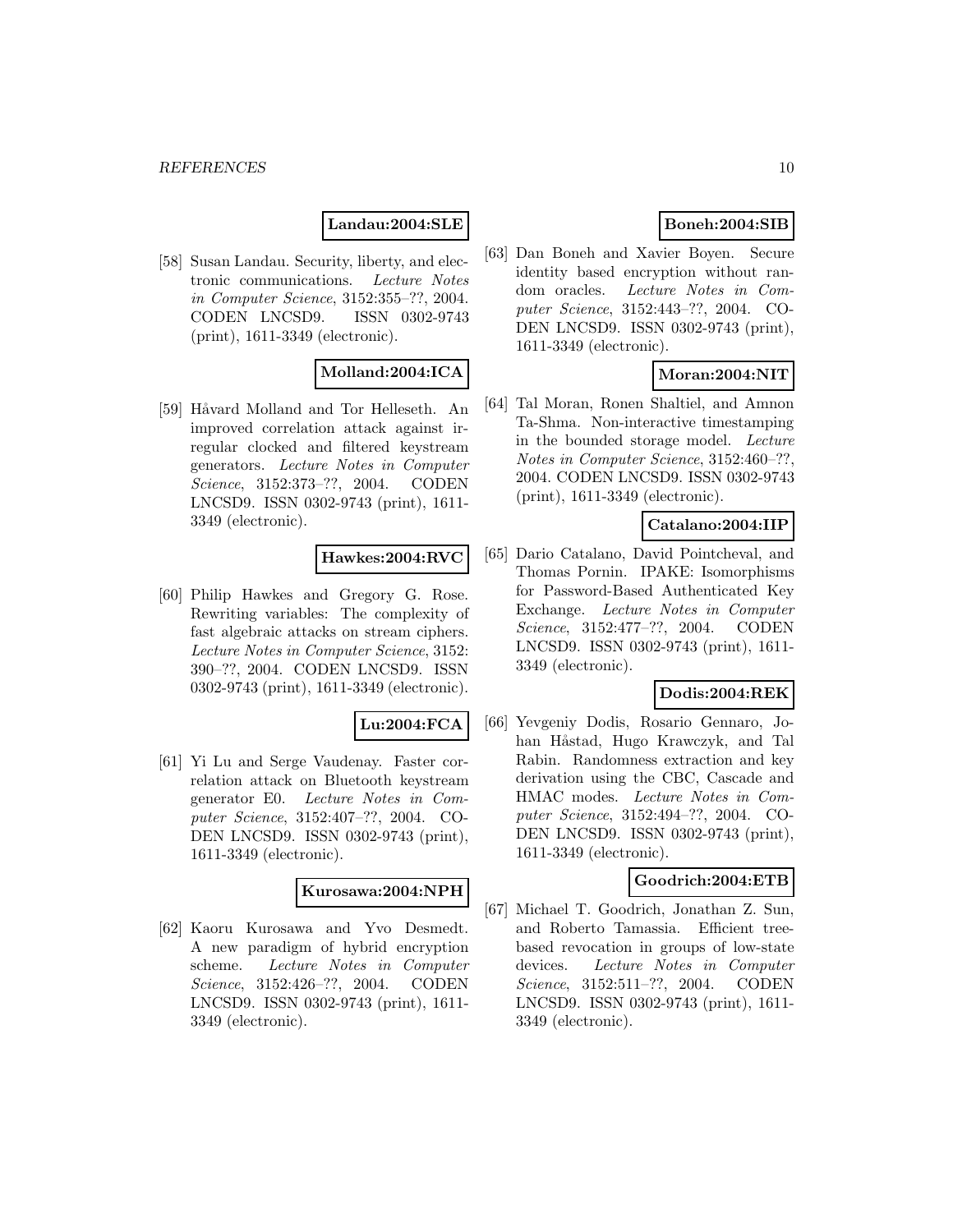**Landau:2004:SLE**

[58] Susan Landau. Security, liberty, and electronic communications. *Lecture Notes in Computer Science*, 3152:355–??, 2004. CODEN LNCSD9. ISSN 0302-9743 (print), 1611-3349 (electronic).

**Molland:2004:ICA**

[59] Håvard Molland and Tor Helleseth. An improved correlation attack against irregular clocked and filtered keystream generators. *Lecture Notes in Computer Science*, 3152:373–??, 2004. CODEN LNCSD9. ISSN 0302-9743 (print), 1611-3349 (electronic).

**Hawkes:2004:RVC**

[60] Philip Hawkes and Gregory G. Rose. Rewriting variables: The complexity of fast algebraic attacks on stream ciphers. *Lecture Notes in Computer Science*, 3152: 390–??, 2004. CODEN LNCSD9. ISSN 0302-9743 (print), 1611-3349 (electronic).

**Lu:2004:FCA**

[61] Yi Lu and Serge Vaudenay. Faster correlation attack on Bluetooth keystream generator E0. *Lecture Notes in Computer Science*, 3152:407–??, 2004. CODEN LNCSD9. ISSN 0302-9743 (print), 1611-3349 (electronic).

**Kurosawa:2004:NPH**

[62] Kaoru Kurosawa and Yvo Desmedt. A new paradigm of hybrid encryption scheme. *Lecture Notes in Computer Science*, 3152:426–??, 2004. CODEN LNCSD9. ISSN 0302-9743 (print), 1611-3349 (electronic).

**Boneh:2004:SIB**

[63] Dan Boneh and Xavier Boyen. Secure identity based encryption without random oracles. *Lecture Notes in Computer Science*, 3152:443–??, 2004. CODEN LNCSD9. ISSN 0302-9743 (print), 1611-3349 (electronic).

**Moran:2004:NIT**

[64] Tal Moran, Ronen Shaltiel, and Amnon Ta-Shma. Non-interactive timestamping in the bounded storage model. *Lecture Notes in Computer Science*, 3152:460–??, 2004. CODEN LNCSD9. ISSN 0302-9743 (print), 1611-3349 (electronic).

**Catalano:2004:IIP**

[65] Dario Catalano, David Pointcheval, and Thomas Pornin. IPAKE: Isomorphisms for Password-Based Authenticated Key Exchange. *Lecture Notes in Computer Science*, 3152:477–??, 2004. CODEN LNCSD9. ISSN 0302-9743 (print), 1611-3349 (electronic).

**Dodis:2004:REK**

[66] Yevgeniy Dodis, Rosario Gennaro, Johan Håstad, Hugo Krawczyk, and Tal Rabin. Randomness extraction and key derivation using the CBC, Cascade and HMAC modes. *Lecture Notes in Computer Science*, 3152:494–??, 2004. CODEN LNCSD9. ISSN 0302-9743 (print), 1611-3349 (electronic).

**Goodrich:2004:ETB**

[67] Michael T. Goodrich, Jonathan Z. Sun, and Roberto Tamassia. Efficient tree-based revocation in groups of low-state devices. *Lecture Notes in Computer Science*, 3152:511–??, 2004. CODEN LNCSD9. ISSN 0302-9743 (print), 1611-3349 (electronic).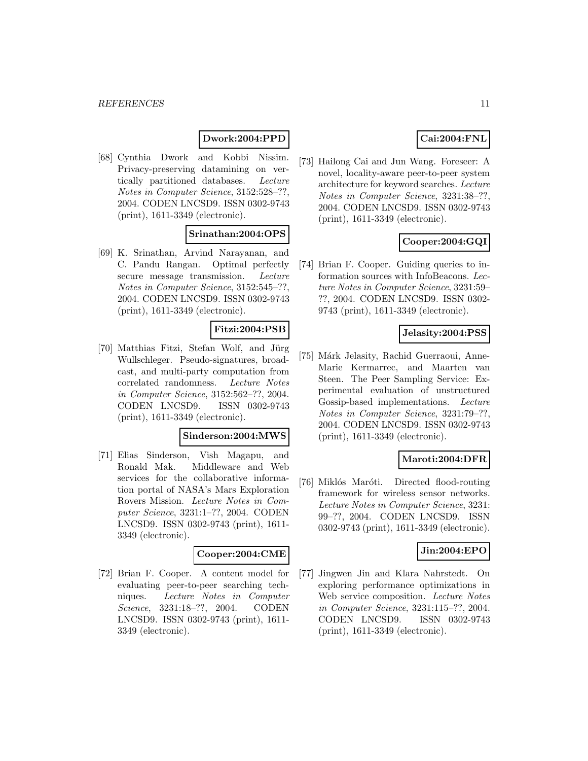**Dwork:2004:PPD**

[68] Cynthia Dwork and Kobbi Nissim. Privacy-preserving datamining on vertically partitioned databases. *Lecture Notes in Computer Science*, 3152:528–??, 2004. CODEN LNCSD9. ISSN 0302-9743 (print), 1611-3349 (electronic).

**Srinathan:2004:OPS**

[69] K. Srinathan, Arvind Narayanan, and C. Pandu Rangan. Optimal perfectly secure message transmission. *Lecture Notes in Computer Science*, 3152:545–??, 2004. CODEN LNCSD9. ISSN 0302-9743 (print), 1611-3349 (electronic).

**Fitzi:2004:PSB**

[70] Matthias Fitzi, Stefan Wolf, and Jürg Wullschleger. Pseudo-signatures, broadcast, and multi-party computation from correlated randomness. *Lecture Notes in Computer Science*, 3152:562–??, 2004. CODEN LNCSD9. ISSN 0302-9743 (print), 1611-3349 (electronic).

**Sinderson:2004:MWS**

[71] Elias Sinderson, Vish Magapu, and Ronald Mak. Middleware and Web services for the collaborative information portal of NASA's Mars Exploration Rovers Mission. *Lecture Notes in Computer Science*, 3231:1–??, 2004. CODEN LNCSD9. ISSN 0302-9743 (print), 1611-3349 (electronic).

**Cooper:2004:CME**

[72] Brian F. Cooper. A content model for evaluating peer-to-peer searching techniques. *Lecture Notes in Computer Science*, 3231:18–??, 2004. CODEN LNCSD9. ISSN 0302-9743 (print), 1611-3349 (electronic).

**Cai:2004:FNL**

[73] Hailong Cai and Jun Wang. Foreseer: A novel, locality-aware peer-to-peer system architecture for keyword searches. *Lecture Notes in Computer Science*, 3231:38–??, 2004. CODEN LNCSD9. ISSN 0302-9743 (print), 1611-3349 (electronic).

**Cooper:2004:GQI**

[74] Brian F. Cooper. Guiding queries to information sources with InfoBeacons. *Lecture Notes in Computer Science*, 3231:59–??, 2004. CODEN LNCSD9. ISSN 0302-9743 (print), 1611-3349 (electronic).

**Jelasity:2004:PSS**

[75] Márk Jelasity, Rachid Guerraoui, Anne-Marie Kermarrec, and Maarten van Steen. The Peer Sampling Service: Experimental evaluation of unstructured Gossip-based implementations. *Lecture Notes in Computer Science*, 3231:79–??, 2004. CODEN LNCSD9. ISSN 0302-9743 (print), 1611-3349 (electronic).

**Maroti:2004:DFR**

[76] Miklós Maróti. Directed flood-routing framework for wireless sensor networks. *Lecture Notes in Computer Science*, 3231:99–??, 2004. CODEN LNCSD9. ISSN 0302-9743 (print), 1611-3349 (electronic).

**Jin:2004:EPO**

[77] Jingwen Jin and Klara Nahrstedt. On exploring performance optimizations in Web service composition. *Lecture Notes in Computer Science*, 3231:115–??, 2004. CODEN LNCSD9. ISSN 0302-9743 (print), 1611-3349 (electronic).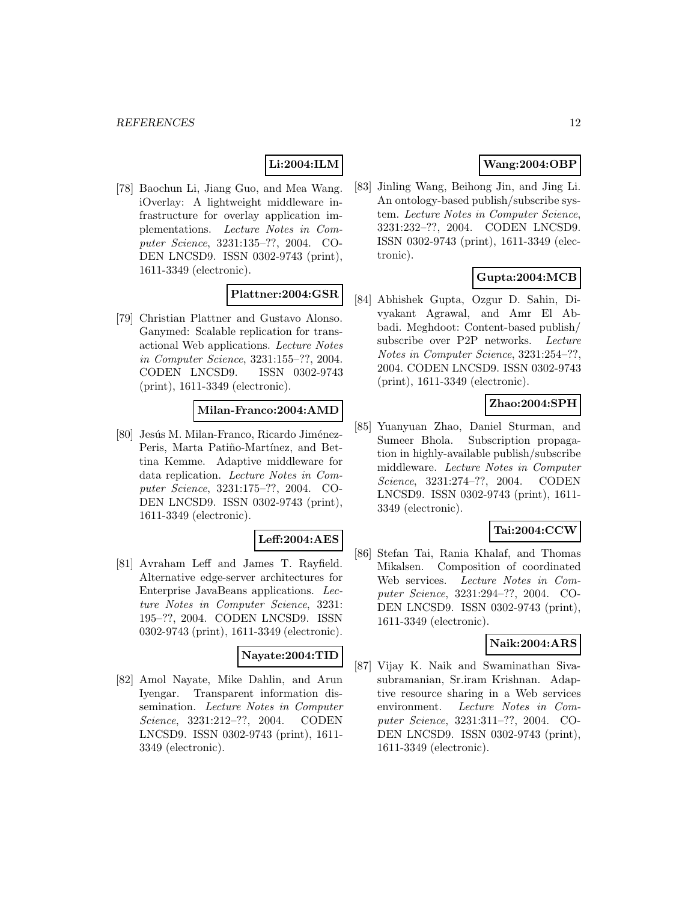**Li:2004:ILM**

[78] Baochun Li, Jiang Guo, and Mea Wang. iOverlay: A lightweight middleware infrastructure for overlay application implementations. *Lecture Notes in Computer Science*, 3231:135–??, 2004. CODEN LNCSD9. ISSN 0302-9743 (print), 1611-3349 (electronic).

**Plattner:2004:GSR**

[79] Christian Plattner and Gustavo Alonso. Ganymed: Scalable replication for transactional Web applications. *Lecture Notes in Computer Science*, 3231:155–??, 2004. CODEN LNCSD9. ISSN 0302-9743 (print), 1611-3349 (electronic).

**Milan-Franco:2004:AMD**

[80] Jesús M. Milan-Franco, Ricardo Jiménez-Peris, Marta Patiño-Martínez, and Bettina Kemme. Adaptive middleware for data replication. *Lecture Notes in Computer Science*, 3231:175–??, 2004. CODEN LNCSD9. ISSN 0302-9743 (print), 1611-3349 (electronic).

**Leff:2004:AES**

[81] Avraham Leff and James T. Rayfield. Alternative edge-server architectures for Enterprise JavaBeans applications. *Lecture Notes in Computer Science*, 3231: 195–??, 2004. CODEN LNCSD9. ISSN 0302-9743 (print), 1611-3349 (electronic).

**Nayate:2004:TID**

[82] Amol Nayate, Mike Dahlin, and Arun Iyengar. Transparent information dissemination. *Lecture Notes in Computer Science*, 3231:212–??, 2004. CODEN LNCSD9. ISSN 0302-9743 (print), 1611-3349 (electronic).

**Wang:2004:OBP**

[83] Jinling Wang, Beihong Jin, and Jing Li. An ontology-based publish/subscribe system. *Lecture Notes in Computer Science*, 3231:232–??, 2004. CODEN LNCSD9. ISSN 0302-9743 (print), 1611-3349 (electronic).

**Gupta:2004:MCB**

[84] Abhishek Gupta, Ozgur D. Sahin, Divyakant Agrawal, and Amr El Abbadi. Meghdoot: Content-based publish/ subscribe over P2P networks. *Lecture Notes in Computer Science*, 3231:254–??, 2004. CODEN LNCSD9. ISSN 0302-9743 (print), 1611-3349 (electronic).

**Zhao:2004:SPH**

[85] Yuanyuan Zhao, Daniel Sturman, and Sumeer Bhola. Subscription propagation in highly-available publish/subscribe middleware. *Lecture Notes in Computer Science*, 3231:274–??, 2004. CODEN LNCSD9. ISSN 0302-9743 (print), 1611-3349 (electronic).

**Tai:2004:CCW**

[86] Stefan Tai, Rania Khalaf, and Thomas Mikalsen. Composition of coordinated Web services. *Lecture Notes in Computer Science*, 3231:294–??, 2004. CODEN LNCSD9. ISSN 0302-9743 (print), 1611-3349 (electronic).

**Naik:2004:ARS**

[87] Vijay K. Naik and Swaminathan Sivasubramanian, Sr.iram Krishnan. Adaptive resource sharing in a Web services environment. *Lecture Notes in Computer Science*, 3231:311–??, 2004. CODEN LNCSD9. ISSN 0302-9743 (print), 1611-3349 (electronic).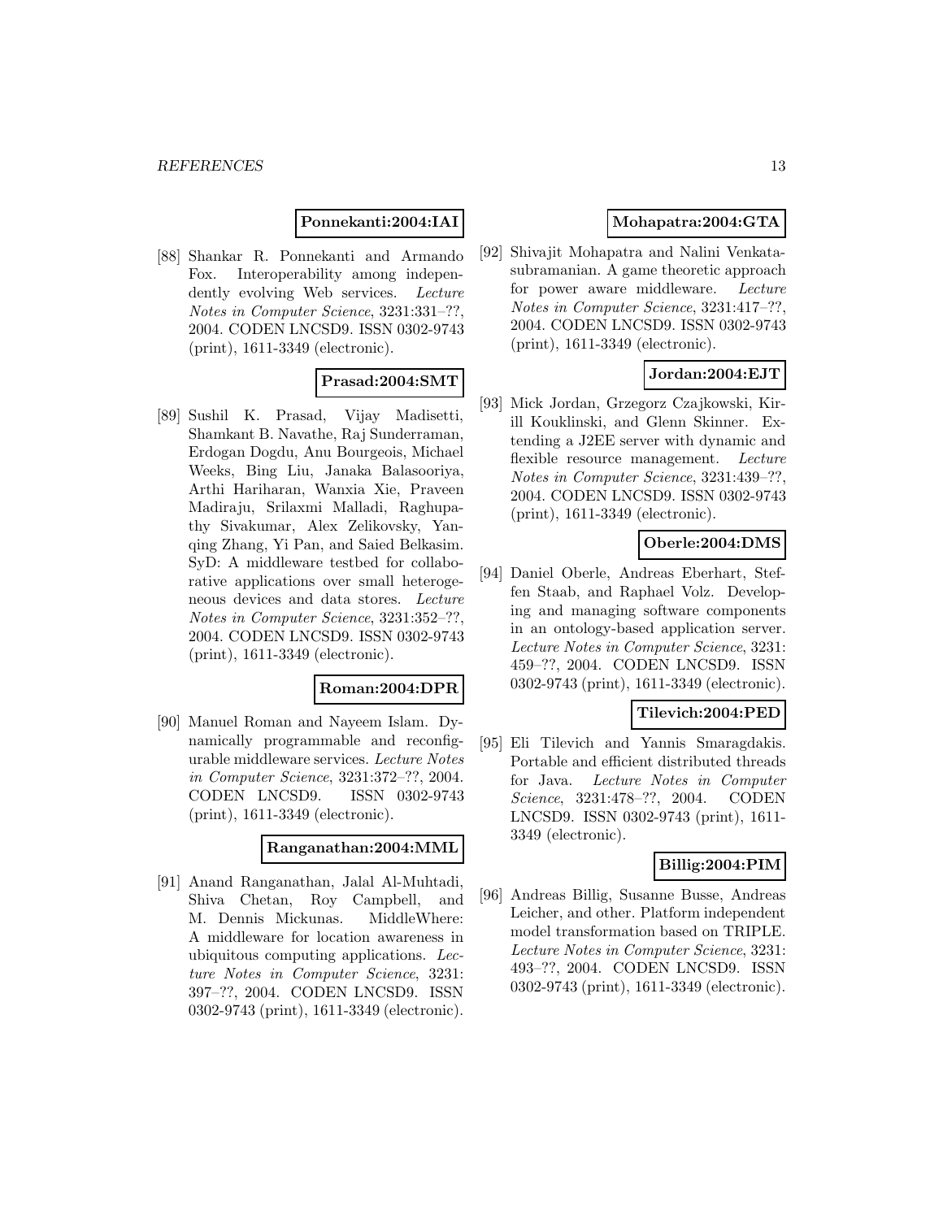**Ponnekanti:2004:IAI**

[88] Shankar R. Ponnekanti and Armando Fox. Interoperability among independently evolving Web services. *Lecture Notes in Computer Science*, 3231:331–??, 2004. CODEN LNCSD9. ISSN 0302-9743 (print), 1611-3349 (electronic).

**Prasad:2004:SMT**

[89] Sushil K. Prasad, Vijay Madisetti, Shamkant B. Navathe, Raj Sunderraman, Erdogan Dogdu, Anu Bourgeois, Michael Weeks, Bing Liu, Janaka Balasooriya, Arthi Hariharan, Wanxia Xie, Praveen Madiraju, Srilaxmi Malladi, Raghupathy Sivakumar, Alex Zelikovsky, Yanqing Zhang, Yi Pan, and Saied Belkasim. SyD: A middleware testbed for collaborative applications over small heterogeneous devices and data stores. *Lecture Notes in Computer Science*, 3231:352–??, 2004. CODEN LNCSD9. ISSN 0302-9743 (print), 1611-3349 (electronic).

**Roman:2004:DPR**

[90] Manuel Roman and Nayeem Islam. Dynamically programmable and reconfigurable middleware services. *Lecture Notes in Computer Science*, 3231:372–??, 2004. CODEN LNCSD9. ISSN 0302-9743 (print), 1611-3349 (electronic).

**Ranganathan:2004:MML**

[91] Anand Ranganathan, Jalal Al-Muhtadi, Shiva Chetan, Roy Campbell, and M. Dennis Mickunas. MiddleWhere: A middleware for location awareness in ubiquitous computing applications. *Lecture Notes in Computer Science*, 3231: 397–??, 2004. CODEN LNCSD9. ISSN 0302-9743 (print), 1611-3349 (electronic).

**Mohapatra:2004:GTA**

[92] Shivajit Mohapatra and Nalini Venkatasubramanian. A game theoretic approach for power aware middleware. *Lecture Notes in Computer Science*, 3231:417–??, 2004. CODEN LNCSD9. ISSN 0302-9743 (print), 1611-3349 (electronic).

**Jordan:2004:EJT**

[93] Mick Jordan, Grzegorz Czajkowski, Kirill Kouklinski, and Glenn Skinner. Extending a J2EE server with dynamic and flexible resource management. *Lecture Notes in Computer Science*, 3231:439–??, 2004. CODEN LNCSD9. ISSN 0302-9743 (print), 1611-3349 (electronic).

**Oberle:2004:DMS**

[94] Daniel Oberle, Andreas Eberhart, Steffen Staab, and Raphael Volz. Developing and managing software components in an ontology-based application server. *Lecture Notes in Computer Science*, 3231: 459–??, 2004. CODEN LNCSD9. ISSN 0302-9743 (print), 1611-3349 (electronic).

**Tilevich:2004:PED**

[95] Eli Tilevich and Yannis Smaragdakis. Portable and efficient distributed threads for Java. *Lecture Notes in Computer Science*, 3231:478–??, 2004. CODEN LNCSD9. ISSN 0302-9743 (print), 1611-3349 (electronic).

**Billig:2004:PIM**

[96] Andreas Billig, Susanne Busse, Andreas Leicher, and other. Platform independent model transformation based on TRIPLE. *Lecture Notes in Computer Science*, 3231: 493–??, 2004. CODEN LNCSD9. ISSN 0302-9743 (print), 1611-3349 (electronic).